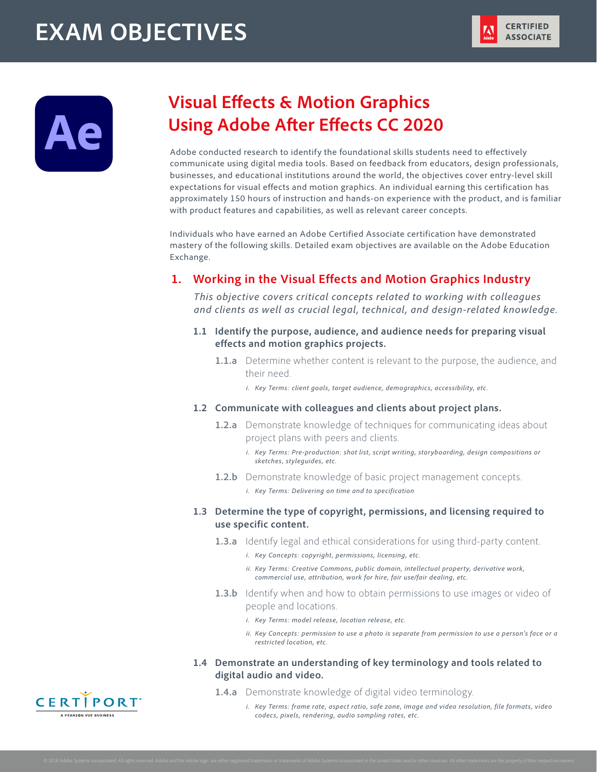# EXAM OBJECTIVES

CERTIFIED ASSOCIATE

## Visual Effects & Motion Graphics Using Adobe After Effects CC 2020

Adobe conducted research to identify the foundational skills students need to effectively communicate using digital media tools. Based on feedback from educators, design professionals, businesses, and educational institutions around the world, the objectives cover entry-level skill expectations for visual effects and motion graphics. An individual earning this certification has approximately 150 hours of instruction and hands-on experience with the product, and is familiar with product features and capabilities, as well as relevant career concepts.

Individuals who have earned an Adobe Certified Associate certification have demonstrated mastery of the following skills. Detailed exam objectives are available on the Adobe Education Exchange.

### 1. Working in the Visual Effects and Motion Graphics Industry

*This objective covers critical concepts related to working with colleagues and clients as well as crucial legal, technical, and design-related knowledge.*

**1.1 Identify the purpose, audience, and audience needs for preparing visual effects and motion graphics projects.**

- **1.1.a** Determine whether content is relevant to the purpose, the audience, and their need.
  - i. *Key Terms: client goals, target audience, demographics, accessibility, etc.*

**1.2 Communicate with colleagues and clients about project plans.**

- **1.2.a** Demonstrate knowledge of techniques for communicating ideas about project plans with peers and clients.
  - i. *Key Terms: Pre-production: shot list, script writing, storyboarding, design compositions or sketches, styleguides, etc.*
- **1.2.b** Demonstrate knowledge of basic project management concepts.
  - i. *Key Terms: Delivering on time and to specification*

**1.3 Determine the type of copyright, permissions, and licensing required to use specific content.**

- **1.3.a** Identify legal and ethical considerations for using third-party content.
  - i. *Key Concepts: copyright, permissions, licensing, etc.*
  - ii. *Key Terms: Creative Commons, public domain, intellectual property, derivative work, commercial use, attribution, work for hire, fair use/fair dealing, etc.*
- **1.3.b** Identify when and how to obtain permissions to use images or video of people and locations.
  - i. *Key Terms: model release, location release, etc.*
  - ii. *Key Concepts: permission to use a photo is separate from permission to use a person's face or a restricted location, etc.*

**1.4 Demonstrate an understanding of key terminology and tools related to digital audio and video.**

- **1.4.a** Demonstrate knowledge of digital video terminology.
  - i. *Key Terms: frame rate, aspect ratio, safe zone, image and video resolution, file formats, video codecs, pixels, rendering, audio sampling rates, etc.*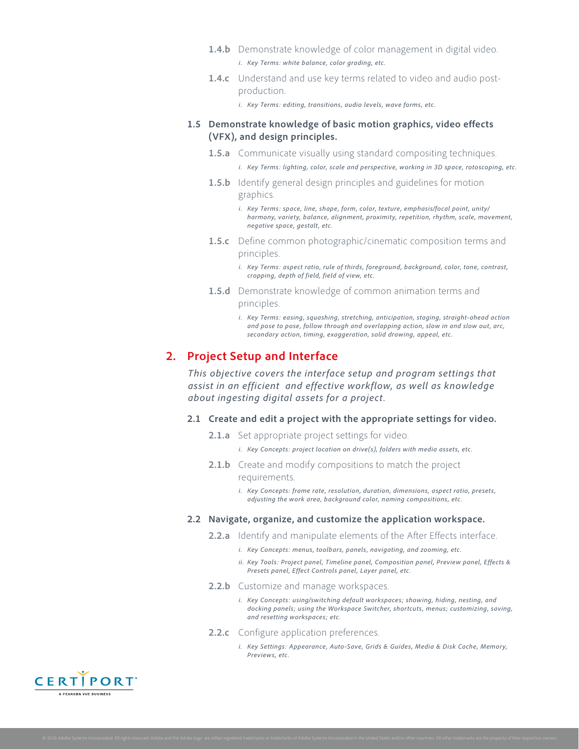**1.4.b** Demonstrate knowledge of color management in digital video.

   *i. Key Terms: white balance, color grading, etc.*

**1.4.c** Understand and use key terms related to video and audio post-production.

   *i. Key Terms: editing, transitions, audio levels, wave forms, etc.*

### 1.5 Demonstrate knowledge of basic motion graphics, video effects (VFX), and design principles.

**1.5.a** Communicate visually using standard compositing techniques.

   *i. Key Terms: lighting, color, scale and perspective, working in 3D space, rotoscoping, etc.*

**1.5.b** Identify general design principles and guidelines for motion graphics.

   *i. Key Terms: space, line, shape, form, color, texture, emphasis/focal point, unity/harmony, variety, balance, alignment, proximity, repetition, rhythm, scale, movement, negative space, gestalt, etc.*

**1.5.c** Define common photographic/cinematic composition terms and principles.

   *i. Key Terms: aspect ratio, rule of thirds, foreground, background, color, tone, contrast, cropping, depth of field, field of view, etc.*

**1.5.d** Demonstrate knowledge of common animation terms and principles.

   *i. Key Terms: easing, squashing, stretching, anticipation, staging, straight-ahead action and pose to pose, follow through and overlapping action, slow in and slow out, arc, secondary action, timing, exaggeration, solid drawing, appeal, etc.*

## 2. Project Setup and Interface

*This objective covers the interface setup and program settings that assist in an efficient and effective workflow, as well as knowledge about ingesting digital assets for a project.*

### 2.1 Create and edit a project with the appropriate settings for video.

**2.1.a** Set appropriate project settings for video.

   *i. Key Concepts: project location on drive(s), folders with media assets, etc.*

**2.1.b** Create and modify compositions to match the project requirements.

   *i. Key Concepts: frame rate, resolution, duration, dimensions, aspect ratio, presets, adjusting the work area, background color, naming compositions, etc.*

### 2.2 Navigate, organize, and customize the application workspace.

**2.2.a** Identify and manipulate elements of the After Effects interface.

   *i. Key Concepts: menus, toolbars, panels, navigating, and zooming, etc.*

   *ii. Key Tools: Project panel, Timeline panel, Composition panel, Preview panel, Effects & Presets panel, Effect Controls panel, Layer panel, etc.*

**2.2.b** Customize and manage workspaces.

   *i. Key Concepts: using/switching default workspaces; showing, hiding, nesting, and docking panels; using the Workspace Switcher, shortcuts, menus; customizing, saving, and resetting workspaces; etc.*

**2.2.c** Configure application preferences.

   *i. Key Settings: Appearance, Auto-Save, Grids & Guides, Media & Disk Cache, Memory, Previews, etc.*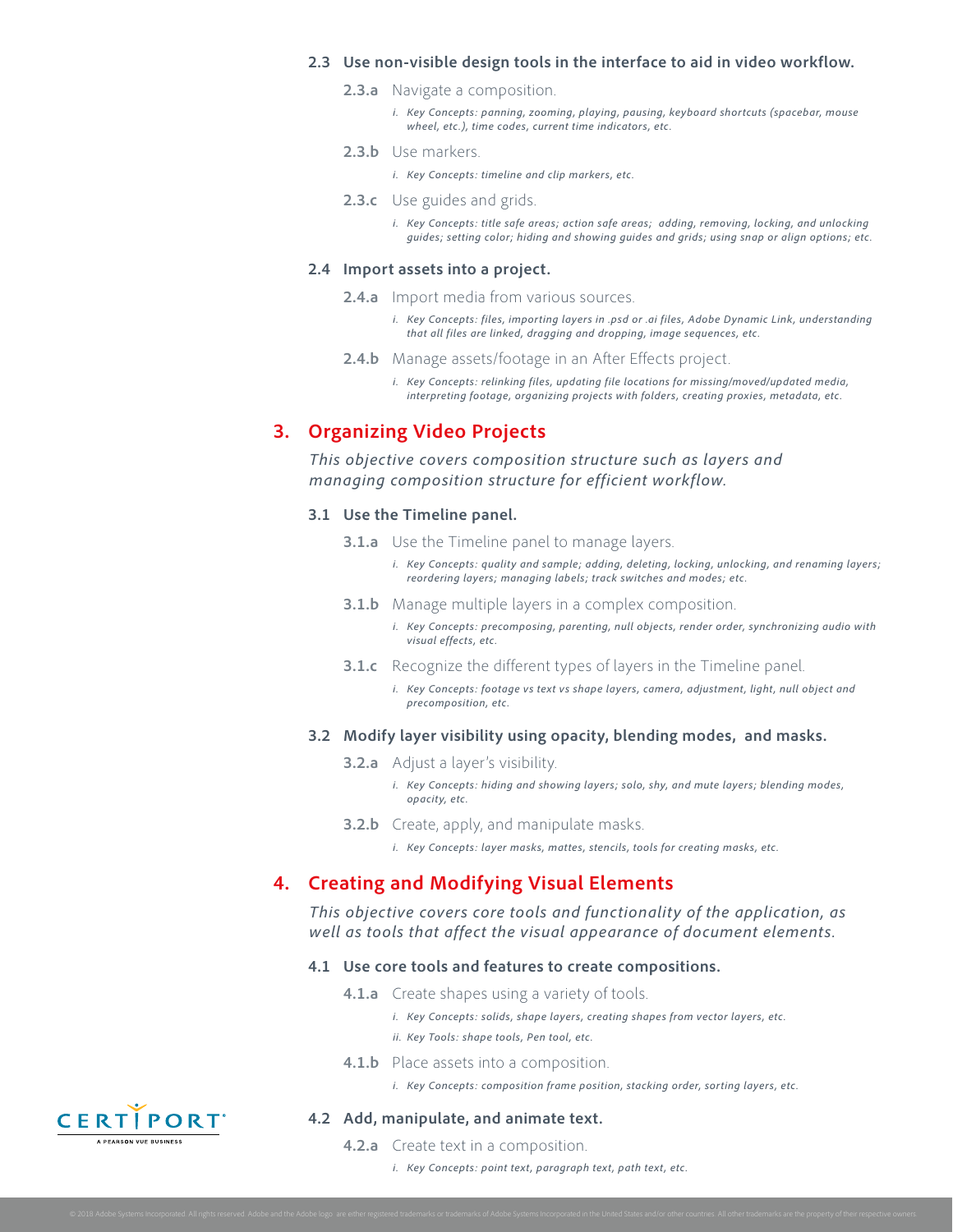### 2.3 Use non-visible design tools in the interface to aid in video workflow.

**2.3.a** Navigate a composition.

*i. Key Concepts: panning, zooming, playing, pausing, keyboard shortcuts (spacebar, mouse wheel, etc.), time codes, current time indicators, etc.*

**2.3.b** Use markers.

*i. Key Concepts: timeline and clip markers, etc.*

**2.3.c** Use guides and grids.

*i. Key Concepts: title safe areas; action safe areas; adding, removing, locking, and unlocking guides; setting color; hiding and showing guides and grids; using snap or align options; etc.*

### 2.4 Import assets into a project.

**2.4.a** Import media from various sources.

*i. Key Concepts: files, importing layers in .psd or .ai files, Adobe Dynamic Link, understanding that all files are linked, dragging and dropping, image sequences, etc.*

**2.4.b** Manage assets/footage in an After Effects project.

*i. Key Concepts: relinking files, updating file locations for missing/moved/updated media, interpreting footage, organizing projects with folders, creating proxies, metadata, etc.*

## 3. Organizing Video Projects

*This objective covers composition structure such as layers and managing composition structure for efficient workflow.*

### 3.1 Use the Timeline panel.

**3.1.a** Use the Timeline panel to manage layers.

*i. Key Concepts: quality and sample; adding, deleting, locking, unlocking, and renaming layers; reordering layers; managing labels; track switches and modes; etc.*

**3.1.b** Manage multiple layers in a complex composition.

*i. Key Concepts: precomposing, parenting, null objects, render order, synchronizing audio with visual effects, etc.*

**3.1.c** Recognize the different types of layers in the Timeline panel.

*i. Key Concepts: footage vs text vs shape layers, camera, adjustment, light, null object and precomposition, etc.*

### 3.2 Modify layer visibility using opacity, blending modes, and masks.

**3.2.a** Adjust a layer's visibility.

*i. Key Concepts: hiding and showing layers; solo, shy, and mute layers; blending modes, opacity, etc.*

**3.2.b** Create, apply, and manipulate masks.

*i. Key Concepts: layer masks, mattes, stencils, tools for creating masks, etc.*

## 4. Creating and Modifying Visual Elements

*This objective covers core tools and functionality of the application, as well as tools that affect the visual appearance of document elements.*

### 4.1 Use core tools and features to create compositions.

**4.1.a** Create shapes using a variety of tools.

*i. Key Concepts: solids, shape layers, creating shapes from vector layers, etc.*

*ii. Key Tools: shape tools, Pen tool, etc.*

**4.1.b** Place assets into a composition.

*i. Key Concepts: composition frame position, stacking order, sorting layers, etc.*

### 4.2 Add, manipulate, and animate text.

**4.2.a** Create text in a composition.

*i. Key Concepts: point text, paragraph text, path text, etc.*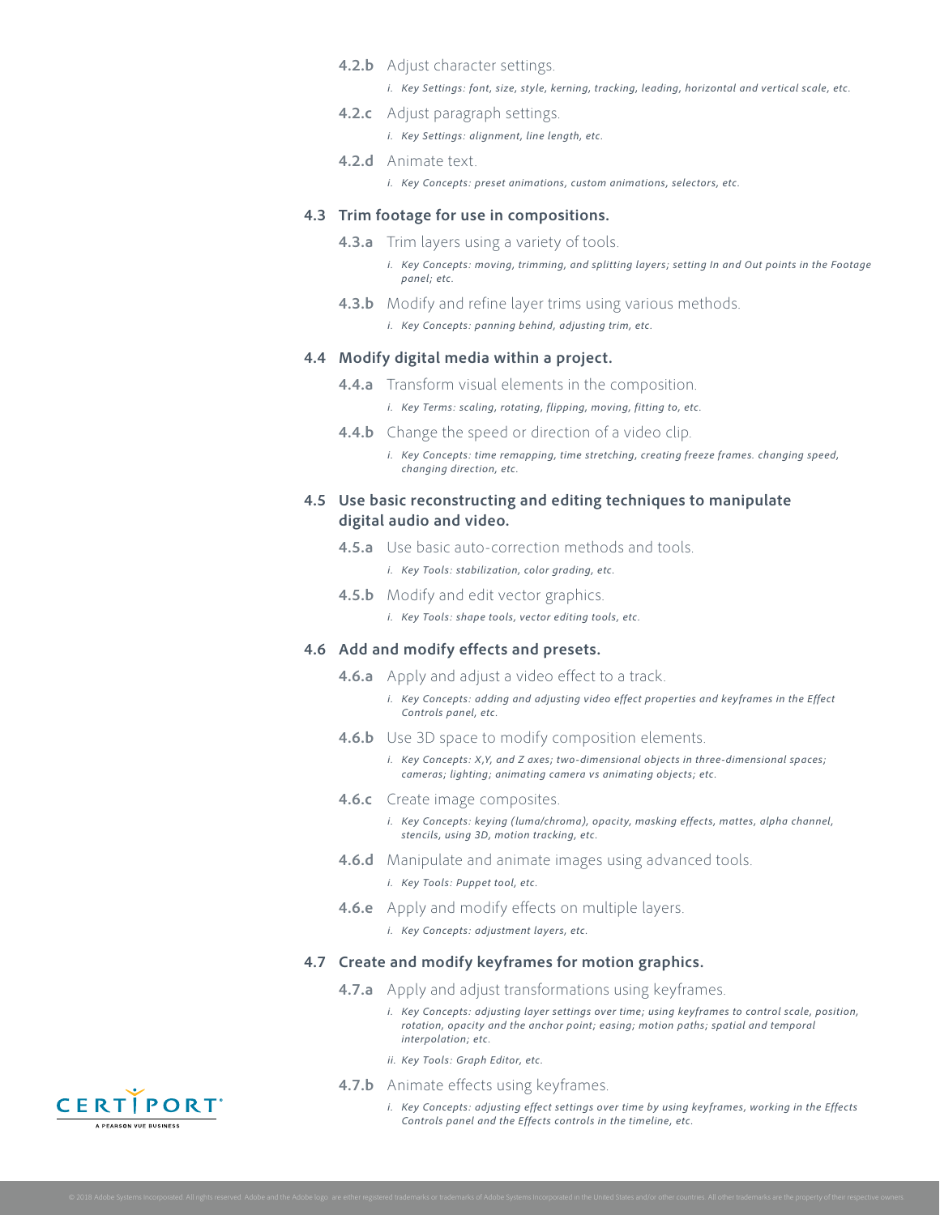**4.2.b** Adjust character settings.

*i. Key Settings: font, size, style, kerning, tracking, leading, horizontal and vertical scale, etc.*

**4.2.c** Adjust paragraph settings.

*i. Key Settings: alignment, line length, etc.*

**4.2.d** Animate text.

*i. Key Concepts: preset animations, custom animations, selectors, etc.*

### 4.3 Trim footage for use in compositions.

**4.3.a** Trim layers using a variety of tools.

*i. Key Concepts: moving, trimming, and splitting layers; setting In and Out points in the Footage panel; etc.*

**4.3.b** Modify and refine layer trims using various methods.

*i. Key Concepts: panning behind, adjusting trim, etc.*

### 4.4 Modify digital media within a project.

**4.4.a** Transform visual elements in the composition.

*i. Key Terms: scaling, rotating, flipping, moving, fitting to, etc.*

**4.4.b** Change the speed or direction of a video clip.

*i. Key Concepts: time remapping, time stretching, creating freeze frames. changing speed, changing direction, etc.*

### 4.5 Use basic reconstructing and editing techniques to manipulate digital audio and video.

**4.5.a** Use basic auto-correction methods and tools.

*i. Key Tools: stabilization, color grading, etc.*

**4.5.b** Modify and edit vector graphics.

*i. Key Tools: shape tools, vector editing tools, etc.*

### 4.6 Add and modify effects and presets.

**4.6.a** Apply and adjust a video effect to a track.

*i. Key Concepts: adding and adjusting video effect properties and keyframes in the Effect Controls panel, etc.*

**4.6.b** Use 3D space to modify composition elements.

*i. Key Concepts: X,Y, and Z axes; two-dimensional objects in three-dimensional spaces; cameras; lighting; animating camera vs animating objects; etc.*

**4.6.c** Create image composites.

*i. Key Concepts: keying (luma/chroma), opacity, masking effects, mattes, alpha channel, stencils, using 3D, motion tracking, etc.*

**4.6.d** Manipulate and animate images using advanced tools.

*i. Key Tools: Puppet tool, etc.*

**4.6.e** Apply and modify effects on multiple layers.

*i. Key Concepts: adjustment layers, etc.*

### 4.7 Create and modify keyframes for motion graphics.

**4.7.a** Apply and adjust transformations using keyframes.

*i. Key Concepts: adjusting layer settings over time; using keyframes to control scale, position, rotation, opacity and the anchor point; easing; motion paths; spatial and temporal interpolation; etc.*

*ii. Key Tools: Graph Editor, etc.*

**4.7.b** Animate effects using keyframes.

*i. Key Concepts: adjusting effect settings over time by using keyframes, working in the Effects Controls panel and the Effects controls in the timeline, etc.*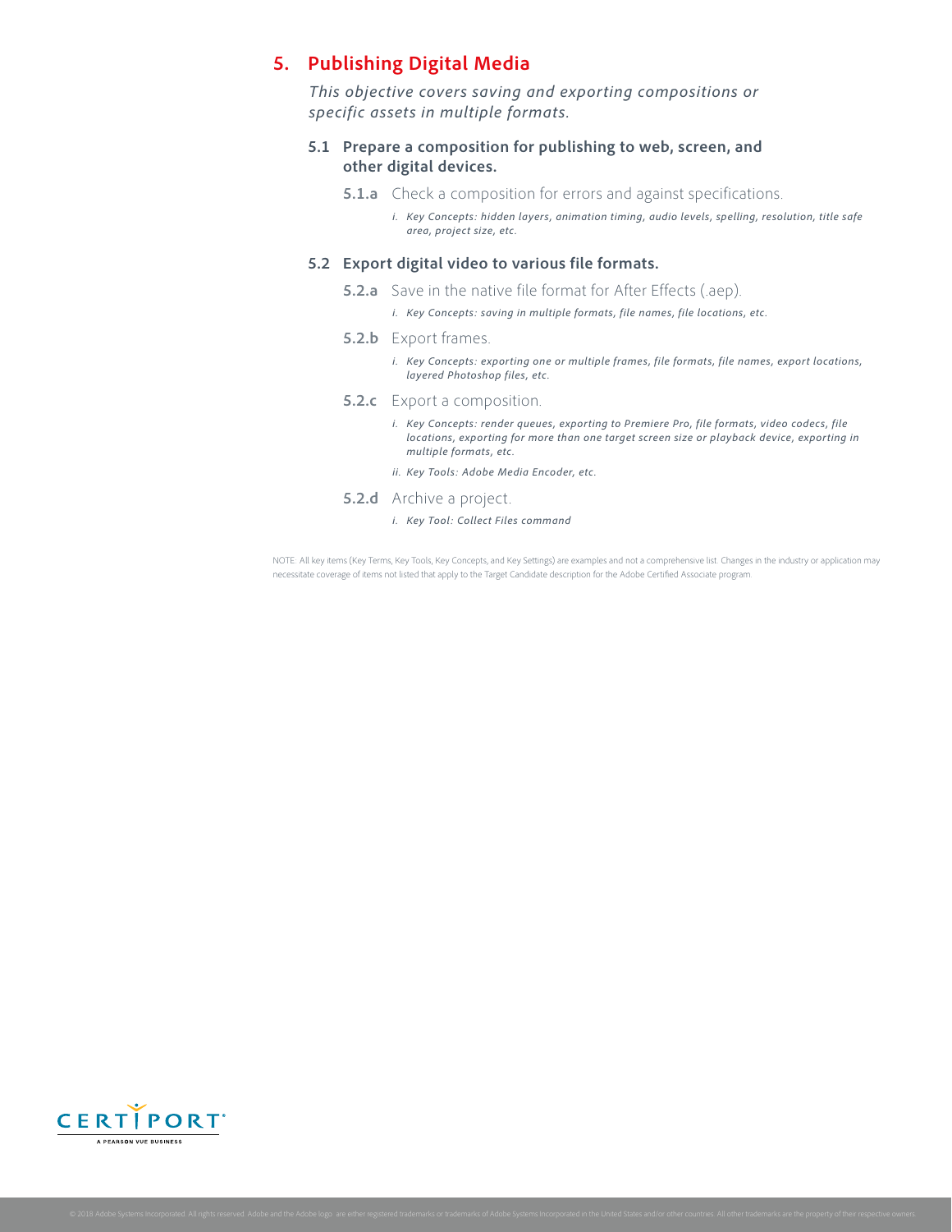## 5. Publishing Digital Media

*This objective covers saving and exporting compositions or specific assets in multiple formats.*

### 5.1 Prepare a composition for publishing to web, screen, and other digital devices.

**5.1.a** Check a composition for errors and against specifications.

i. *Key Concepts: hidden layers, animation timing, audio levels, spelling, resolution, title safe area, project size, etc.*

### 5.2 Export digital video to various file formats.

**5.2.a** Save in the native file format for After Effects (.aep).

i. *Key Concepts: saving in multiple formats, file names, file locations, etc.*

**5.2.b** Export frames.

i. *Key Concepts: exporting one or multiple frames, file formats, file names, export locations, layered Photoshop files, etc.*

**5.2.c** Export a composition.

i. *Key Concepts: render queues, exporting to Premiere Pro, file formats, video codecs, file locations, exporting for more than one target screen size or playback device, exporting in multiple formats, etc.*

ii. *Key Tools: Adobe Media Encoder, etc.*

**5.2.d** Archive a project.

i. *Key Tool: Collect Files command*

NOTE: All key items (Key Terms, Key Tools, Key Concepts, and Key Settings) are examples and not a comprehensive list. Changes in the industry or application may necessitate coverage of items not listed that apply to the Target Candidate description for the Adobe Certified Associate program.